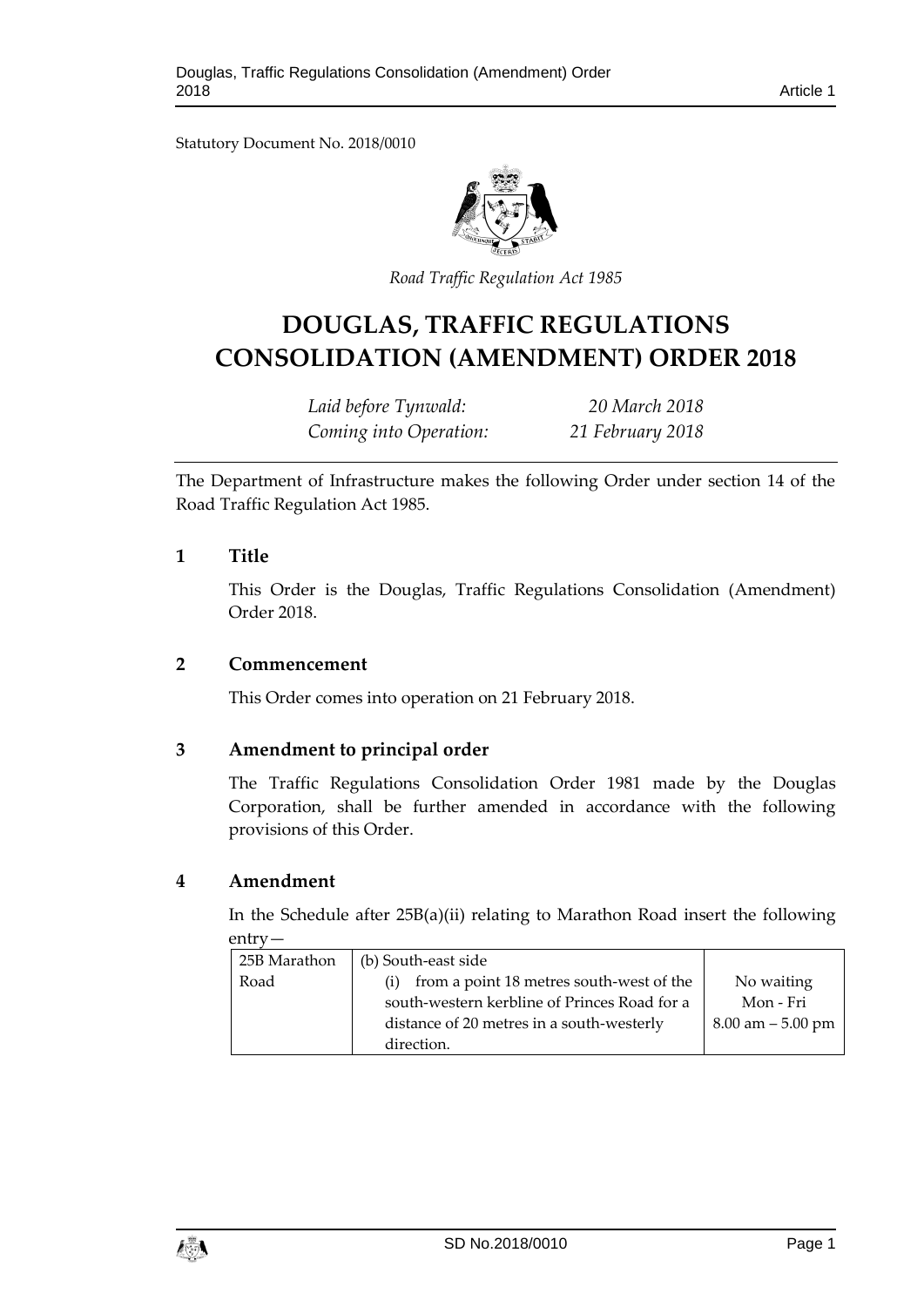Statutory Document No. 2018/0010

*Road Traffic Regulation Act 1985*

# DOUGLAS, TRAFFIC REGULATIONS CONSOLIDATION (AMENDMENT) ORDER 2018

*Laid before Tynwald:* *20 March 2018*

*Coming into Operation:* *21 February 2018*

The Department of Infrastructure makes the following Order under section 14 of the Road Traffic Regulation Act 1985.

## 1 Title

This Order is the Douglas, Traffic Regulations Consolidation (Amendment) Order 2018.

## 2 Commencement

This Order comes into operation on 21 February 2018.

## 3 Amendment to principal order

The Traffic Regulations Consolidation Order 1981 made by the Douglas Corporation, shall be further amended in accordance with the following provisions of this Order.

## 4 Amendment

In the Schedule after 25B(a)(ii) relating to Marathon Road insert the following entry—

| | | |
|---|---|---|
| 25B Marathon Road | (b) South-east side<br>(i) from a point 18 metres south-west of the south-western kerbline of Princes Road for a distance of 20 metres in a south-westerly direction. | No waiting<br>Mon - Fri<br>8.00 am – 5.00 pm |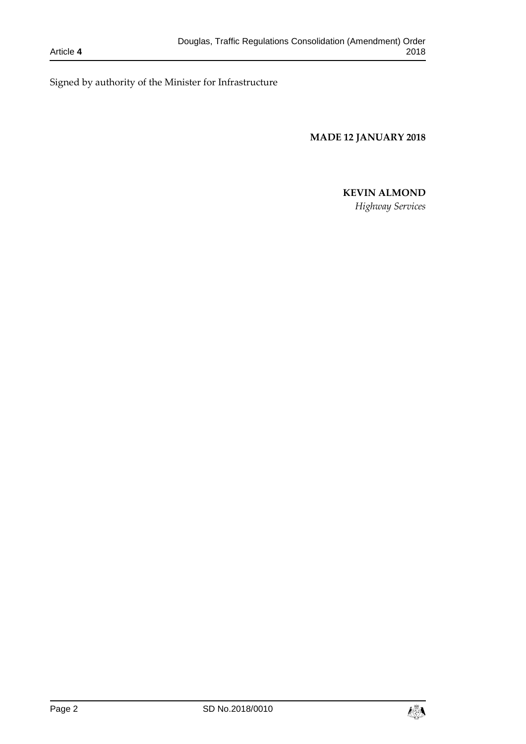Signed by authority of the Minister for Infrastructure

**MADE 12 JANUARY 2018**

**KEVIN ALMOND**

*Highway Services*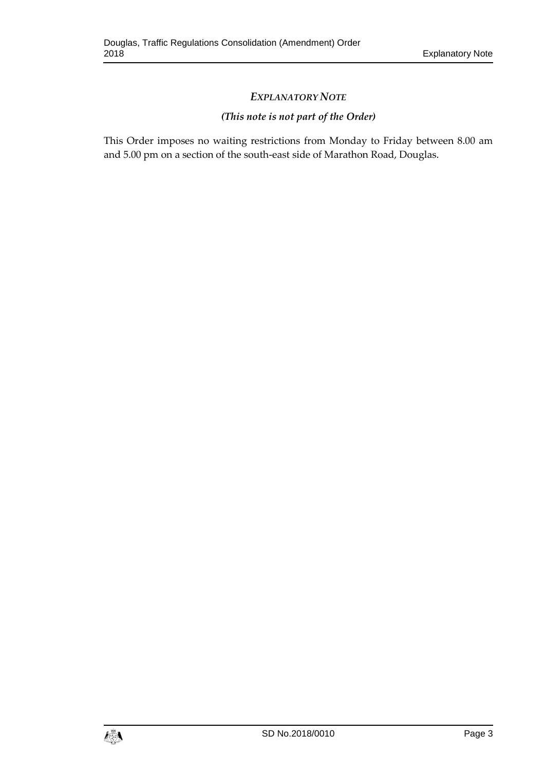## *EXPLANATORY NOTE*

***(This note is not part of the Order)***

This Order imposes no waiting restrictions from Monday to Friday between 8.00 am and 5.00 pm on a section of the south-east side of Marathon Road, Douglas.